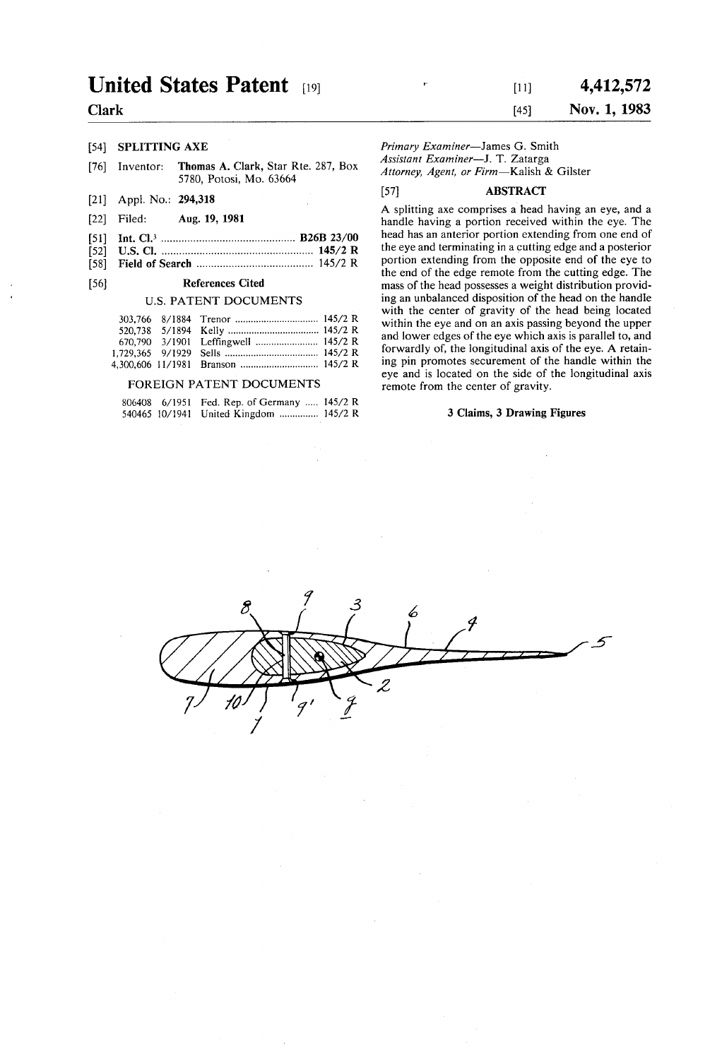# United States Patent [19]

**Clark**

[11] **4,412,572**

[45] **Nov. 1, 1983**

[54] **SPLITTING AXE**

[76] Inventor: **Thomas A. Clark,** Star Rte. 287, Box 5780, Potosi, Mo. 63664

[21] Appl. No.: **294,318**

[22] Filed: **Aug. 19, 1981**

[51] **Int. Cl.**[3] .............................................. **B26B 23/00**

[52] **U.S. Cl.** .................................................... **145/2 R**

[58] **Field of Search** ........................................ 145/2 R

[56] **References Cited**

U.S. PATENT DOCUMENTS

| | | | |
|---|---|---|---|
| 303,766 | 8/1884 | Trenor | 145/2 R |
| 520,738 | 5/1894 | Kelly | 145/2 R |
| 670,790 | 3/1901 | Leffingwell | 145/2 R |
| 1,729,365 | 9/1929 | Sells | 145/2 R |
| 4,300,606 | 11/1981 | Branson | 145/2 R |

FOREIGN PATENT DOCUMENTS

| | | | |
|---|---|---|---|
| 806408 | 6/1951 | Fed. Rep. of Germany | 145/2 R |
| 540465 | 10/1941 | United Kingdom | 145/2 R |

*Primary Examiner*—James G. Smith
*Assistant Examiner*—J. T. Zatarga
*Attorney, Agent, or Firm*—Kalish & Gilster

[57] **ABSTRACT**

A splitting axe comprises a head having an eye, and a handle having a portion received within the eye. The head has an anterior portion extending from one end of the eye and terminating in a cutting edge and a posterior portion extending from the opposite end of the eye to the end of the edge remote from the cutting edge. The mass of the head possesses a weight distribution providing an unbalanced disposition of the head on the handle with the center of gravity of the head being located within the eye and on an axis passing beyond the upper and lower edges of the eye which axis is parallel to, and forwardly of, the longitudinal axis of the eye. A retaining pin promotes securement of the handle within the eye and is located on the side of the longitudinal axis remote from the center of gravity.

**3 Claims, 3 Drawing Figures**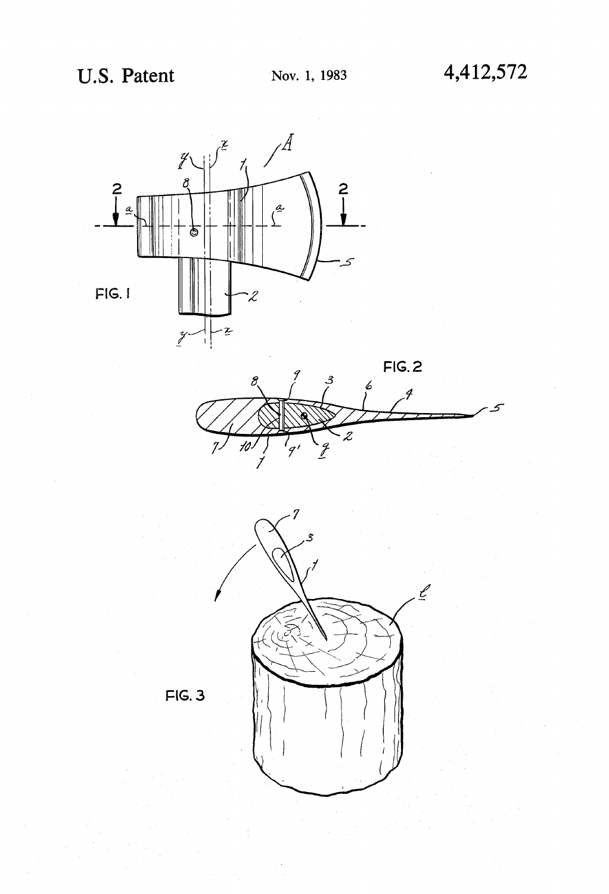FIG. 1

FIG. 2

FIG. 3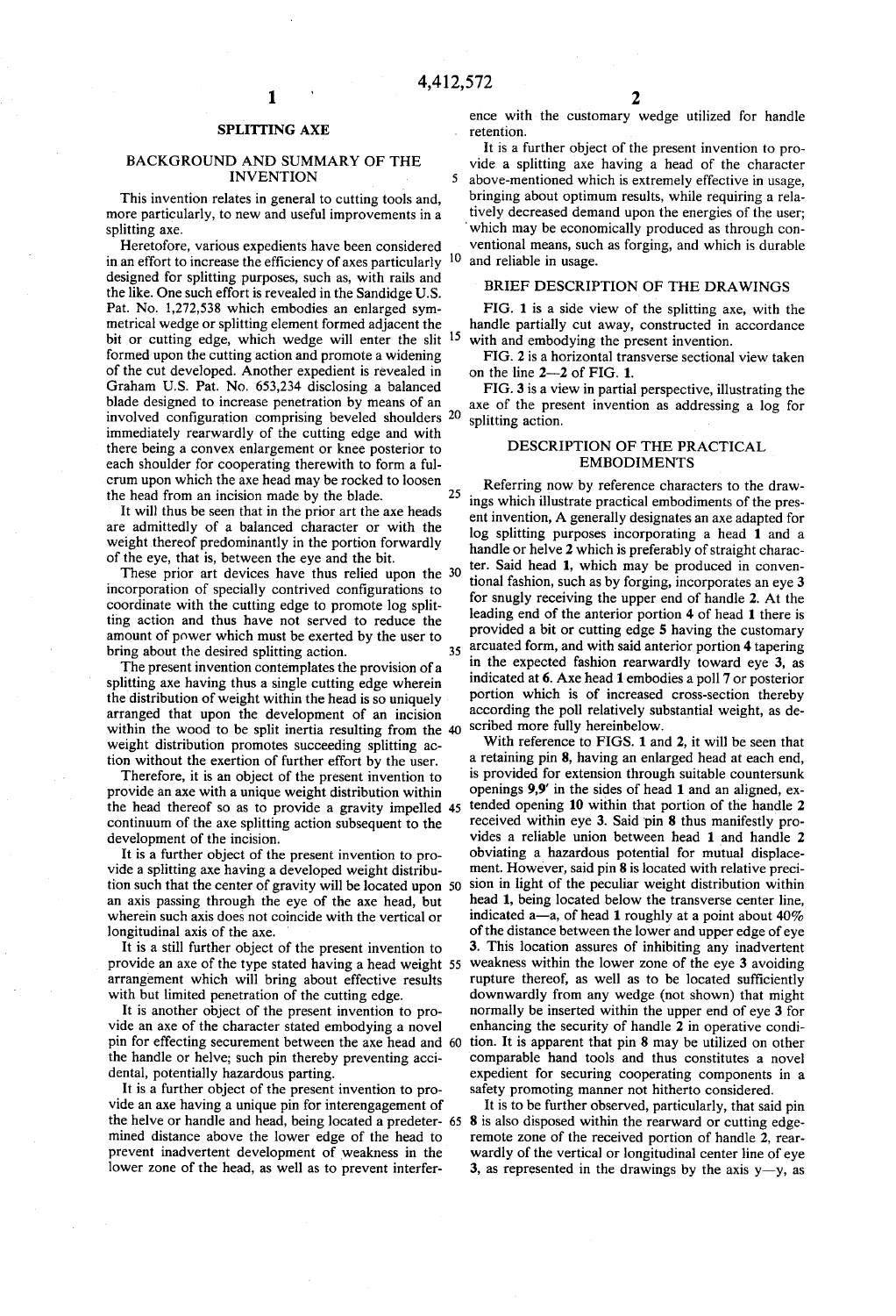# SPLITTING AXE

## BACKGROUND AND SUMMARY OF THE INVENTION

This invention relates in general to cutting tools and, more particularly, to new and useful improvements in a splitting axe.

Heretofore, various expedients have been considered in an effort to increase the efficiency of axes particularly designed for splitting purposes, such as, with rails and the like. One such effort is revealed in the Sandidge U.S. Pat. No. 1,272,538 which embodies an enlarged symmetrical wedge or splitting element formed adjacent the bit or cutting edge, which wedge will enter the slit formed upon the cutting action and promote a widening of the cut developed. Another expedient is revealed in Graham U.S. Pat. No. 653,234 disclosing a balanced blade designed to increase penetration by means of an involved configuration comprising beveled shoulders immediately rearwardly of the cutting edge and with there being a convex enlargement or knee posterior to each shoulder for cooperating therewith to form a fulcrum upon which the axe head may be rocked to loosen the head from an incision made by the blade.

It will thus be seen that in the prior art the axe heads are admittedly of a balanced character or with the weight thereof predominantly in the portion forwardly of the eye, that is, between the eye and the bit.

These prior art devices have thus relied upon the incorporation of specially contrived configurations to coordinate with the cutting edge to promote log splitting action and thus have not served to reduce the amount of power which must be exerted by the user to bring about the desired splitting action.

The present invention contemplates the provision of a splitting axe having thus a single cutting edge wherein the distribution of weight within the head is so uniquely arranged that upon the development of an incision within the wood to be split inertia resulting from the weight distribution promotes succeeding splitting action without the exertion of further effort by the user.

Therefore, it is an object of the present invention to provide an axe with a unique weight distribution within the head thereof so as to provide a gravity impelled continuum of the axe splitting action subsequent to the development of the incision.

It is a further object of the present invention to provide a splitting axe having a developed weight distribution such that the center of gravity will be located upon an axis passing through the eye of the axe head, but wherein such axis does not coincide with the vertical or longitudinal axis of the axe.

It is a still further object of the present invention to provide an axe of the type stated having a head weight arrangement which will bring about effective results with but limited penetration of the cutting edge.

It is another object of the present invention to provide an axe of the character stated embodying a novel pin for effecting securement between the axe head and the handle or helve; such pin thereby preventing accidental, potentially hazardous parting.

It is a further object of the present invention to provide an axe having a unique pin for interengagement of the helve or handle and head, being located a predetermined distance above the lower edge of the head to prevent inadvertent development of weakness in the lower zone of the head, as well as to prevent interference with the customary wedge utilized for handle retention.

It is a further object of the present invention to provide a splitting axe having a head of the character above-mentioned which is extremely effective in usage, bringing about optimum results, while requiring a relatively decreased demand upon the energies of the user; which may be economically produced as through conventional means, such as forging, and which is durable and reliable in usage.

## BRIEF DESCRIPTION OF THE DRAWINGS

FIG. 1 is a side view of the splitting axe, with the handle partially cut away, constructed in accordance with and embodying the present invention.

FIG. 2 is a horizontal transverse sectional view taken on the line 2—2 of FIG. 1.

FIG. 3 is a view in partial perspective, illustrating the axe of the present invention as addressing a log for splitting action.

## DESCRIPTION OF THE PRACTICAL EMBODIMENTS

Referring now by reference characters to the drawings which illustrate practical embodiments of the present invention, A generally designates an axe adapted for log splitting purposes incorporating a head 1 and a handle or helve 2 which is preferably of straight character. Said head 1, which may be produced in conventional fashion, such as by forging, incorporates an eye 3 for snugly receiving the upper end of handle 2. At the leading end of the anterior portion 4 of head 1 there is provided a bit or cutting edge 5 having the customary arcuated form, and with said anterior portion 4 tapering in the expected fashion rearwardly toward eye 3, as indicated at 6. Axe head 1 embodies a poll 7 or posterior portion which is of increased cross-section thereby according the poll relatively substantial weight, as described more fully hereinbelow.

With reference to FIGS. 1 and 2, it will be seen that a retaining pin 8, having an enlarged head at each end, is provided for extension through suitable countersunk openings 9,9′ in the sides of head 1 and an aligned, extended opening 10 within that portion of the handle 2 received within eye 3. Said pin 8 thus manifestly provides a reliable union between head 1 and handle 2 obviating a hazardous potential for mutual displacement. However, said pin 8 is located with relative precision in light of the peculiar weight distribution within head 1, being located below the transverse center line, indicated a—a, of head 1 roughly at a point about 40% of the distance between the lower and upper edge of eye 3. This location assures of inhibiting any inadvertent weakness within the lower zone of the eye 3 avoiding rupture thereof, as well as to be located sufficiently downwardly from any wedge (not shown) that might normally be inserted within the upper end of eye 3 for enhancing the security of handle 2 in operative condition. It is apparent that pin 8 may be utilized on other comparable hand tools and thus constitutes a novel expedient for securing cooperating components in a safety promoting manner not hitherto considered.

It is to be further observed, particularly, that said pin 8 is also disposed within the rearward or cutting edge-remote zone of the received portion of handle 2, rearwardly of the vertical or longitudinal center line of eye 3, as represented in the drawings by the axis y—y, as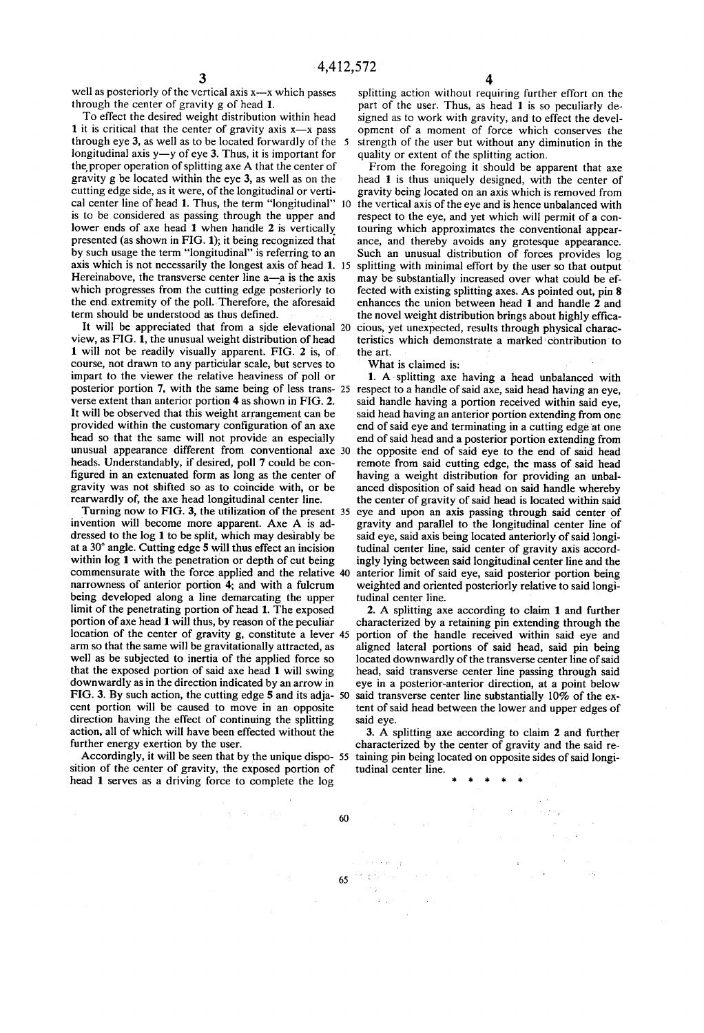well as posteriorly of the vertical axis x—x which passes through the center of gravity g of head 1.

To effect the desired weight distribution within head 1 it is critical that the center of gravity axis x—x pass through eye 3, as well as to be located forwardly of the longitudinal axis y—y of eye 3. Thus, it is important for the proper operation of splitting axe A that the center of gravity g be located within the eye 3, as well as on the cutting edge side, as it were, of the longitudinal or vertical center line of head 1. Thus, the term "longitudinal" is to be considered as passing through the upper and lower ends of axe head 1 when handle 2 is vertically presented (as shown in FIG. 1); it being recognized that by such usage the term "longitudinal" is referring to an axis which is not necessarily the longest axis of head 1. Hereinabove, the transverse center line a—a is the axis which progresses from the cutting edge posteriorly to the end extremity of the poll. Therefore, the aforesaid term should be understood as thus defined.

It will be appreciated that from a side elevational view, as FIG. 1, the unusual weight distribution of head 1 will not be readily visually apparent. FIG. 2 is, of course, not drawn to any particular scale, but serves to impart to the viewer the relative heaviness of poll or posterior portion 7, with the same being of less transverse extent than anterior portion 4 as shown in FIG. 2. It will be observed that this weight arrangement can be provided within the customary configuration of an axe head so that the same will not provide an especially unusual appearance different from conventional axe heads. Understandably, if desired, poll 7 could be configured in an extenuated form as long as the center of gravity was not shifted so as to coincide with, or be rearwardly of, the axe head longitudinal center line.

Turning now to FIG. 3, the utilization of the present invention will become more apparent. Axe A is addressed to the log 1 to be split, which may desirably be at a 30° angle. Cutting edge 5 will thus effect an incision within log 1 with the penetration or depth of cut being commensurate with the force applied and the relative narrowness of anterior portion 4; and with a fulcrum being developed along a line demarcating the upper limit of the penetrating portion of head 1. The exposed portion of axe head 1 will thus, by reason of the peculiar location of the center of gravity g, constitute a lever arm so that the same will be gravitationally attracted, as well as be subjected to inertia of the applied force so that the exposed portion of said axe head 1 will swing downwardly as in the direction indicated by an arrow in FIG. 3. By such action, the cutting edge 5 and its adjacent portion will be caused to move in an opposite direction having the effect of continuing the splitting action, all of which will have been effected without the further energy exertion by the user.

Accordingly, it will be seen that by the unique disposition of the center of gravity, the exposed portion of head 1 serves as a driving force to complete the log splitting action without requiring further effort on the part of the user. Thus, as head 1 is so peculiarly designed as to work with gravity, and to effect the development of a moment of force which conserves the strength of the user but without any diminution in the quality or extent of the splitting action.

From the foregoing it should be apparent that axe head 1 is thus uniquely designed, with the center of gravity being located on an axis which is removed from the vertical axis of the eye and is hence unbalanced with respect to the eye, and yet which will permit of a contouring which approximates the conventional appearance, and thereby avoids any grotesque appearance. Such an unusual distribution of forces provides log splitting with minimal effort by the user so that output may be substantially increased over what could be effected with existing splitting axes. As pointed out, pin 8 enhances the union between head 1 and handle 2 and the novel weight distribution brings about highly efficacious, yet unexpected, results through physical characteristics which demonstrate a marked contribution to the art.

What is claimed is:

1. A splitting axe having a head unbalanced with respect to a handle of said axe, said head having an eye, said handle having a portion received within said eye, said head having an anterior portion extending from one end of said eye and terminating in a cutting edge at one end of said head and a posterior portion extending from the opposite end of said eye to the end of said head remote from said cutting edge, the mass of said head having a weight distribution for providing an unbalanced disposition of said head on said handle whereby the center of gravity of said head is located within said eye and upon an axis passing through said center of gravity and parallel to the longitudinal center line of said eye, said axis being located anteriorly of said longitudinal center line, said center of gravity axis accordingly lying between said longitudinal center line and the anterior limit of said eye, said posterior portion being weighted and oriented posteriorly relative to said longitudinal center line.

2. A splitting axe according to claim 1 and further characterized by a retaining pin extending through the portion of the handle received within said eye and aligned lateral portions of said head, said pin being located downwardly of the transverse center line of said head, said transverse center line passing through said eye in a posterior-anterior direction, at a point below said transverse center line substantially 10% of the extent of said head between the lower and upper edges of said eye.

3. A splitting axe according to claim 2 and further characterized by the center of gravity and the said retaining pin being located on opposite sides of said longitudinal center line.

\* \* \* \* \*